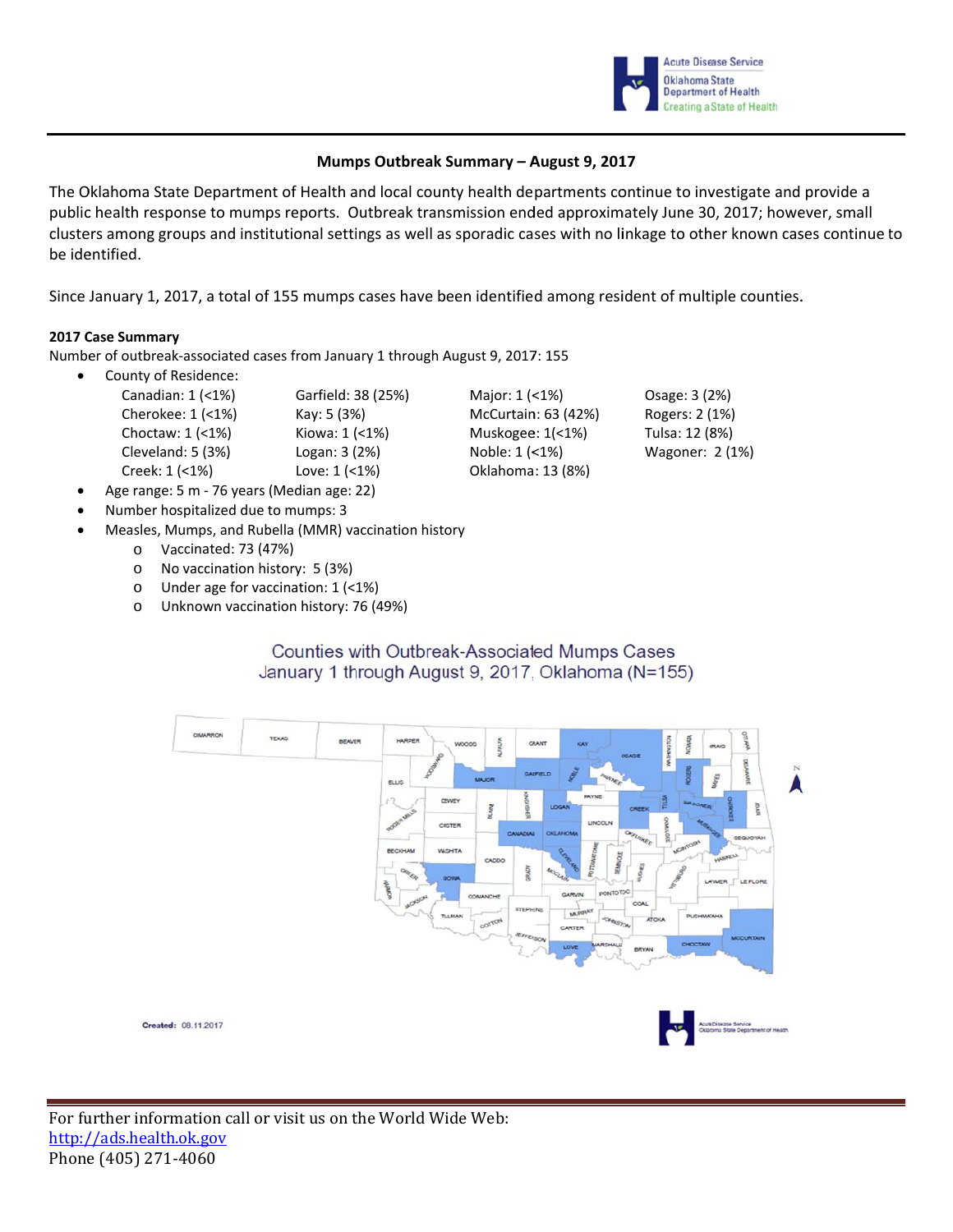Acute Disease Service
Oklahoma State Department of Health
Creating a State of Health

## Mumps Outbreak Summary – August 9, 2017

The Oklahoma State Department of Health and local county health departments continue to investigate and provide a public health response to mumps reports. Outbreak transmission ended approximately June 30, 2017; however, small clusters among groups and institutional settings as well as sporadic cases with no linkage to other known cases continue to be identified.

Since January 1, 2017, a total of 155 mumps cases have been identified among resident of multiple counties.

**2017 Case Summary**

Number of outbreak-associated cases from January 1 through August 9, 2017: 155

- County of Residence:

| | | | |
|---|---|---|---|
| Canadian: 1 (<1%) | Garfield: 38 (25%) | Major: 1 (<1%) | Osage: 3 (2%) |
| Cherokee: 1 (<1%) | Kay: 5 (3%) | McCurtain: 63 (42%) | Rogers: 2 (1%) |
| Choctaw: 1 (<1%) | Kiowa: 1 (<1%) | Muskogee: 1(<1%) | Tulsa: 12 (8%) |
| Cleveland: 5 (3%) | Logan: 3 (2%) | Noble: 1 (<1%) | Wagoner: 2 (1%) |
| Creek: 1 (<1%) | Love: 1 (<1%) | Oklahoma: 13 (8%) | |

- Age range: 5 m - 76 years (Median age: 22)
- Number hospitalized due to mumps: 3
- Measles, Mumps, and Rubella (MMR) vaccination history
  - Vaccinated: 73 (47%)
  - No vaccination history: 5 (3%)
  - Under age for vaccination: 1 (<1%)
  - Unknown vaccination history: 76 (49%)

Counties with Outbreak-Associated Mumps Cases
January 1 through August 9, 2017, Oklahoma (N=155)

Created: 08.11.2017

For further information call or visit us on the World Wide Web:
http://ads.health.ok.gov
Phone (405) 271-4060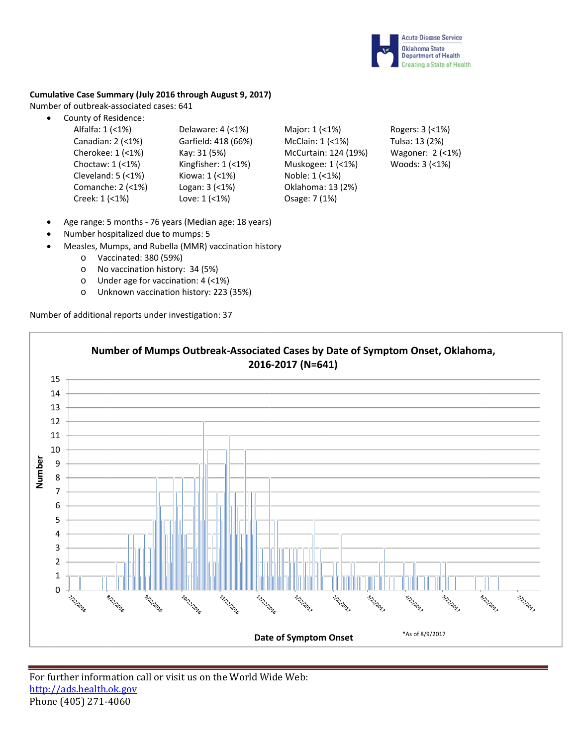Acute Disease Service
Oklahoma State Department of Health
Creating a State of Health

**Cumulative Case Summary (July 2016 through August 9, 2017)**

Number of outbreak-associated cases: 641

- County of Residence:

| | | | |
|---|---|---|---|
| Alfalfa: 1 (<1%) | Delaware: 4 (<1%) | Major: 1 (<1%) | Rogers: 3 (<1%) |
| Canadian: 2 (<1%) | Garfield: 418 (66%) | McClain: **1** (<1%) | Tulsa: 13 (2%) |
| Cherokee: 1 (<1%) | Kay: 31 (5%) | McCurtain: 124 (19%) | Wagoner: 2 (<1%) |
| Choctaw: 1 (<1%) | Kingfisher: 1 (<1%) | Muskogee: 1 (<1%) | Woods: 3 (<1%) |
| Cleveland: 5 (<1%) | Kiowa: 1 (<1%) | Noble: 1 (<1%) | |
| Comanche: 2 (<1%) | Logan: 3 (<1%) | Oklahoma: 13 (2%) | |
| Creek: 1 (<1%) | Love: 1 (<1%) | Osage: 7 (1%) | |

- Age range: 5 months - 76 years (Median age: 18 years)
- Number hospitalized due to mumps: 5
- Measles, Mumps, and Rubella (MMR) vaccination history
  - Vaccinated: 380 (59%)
  - No vaccination history: 34 (5%)
  - Under age for vaccination: 4 (<1%)
  - Unknown vaccination history: 223 (35%)

Number of additional reports under investigation: 37

**Number of Mumps Outbreak-Associated Cases by Date of Symptom Onset, Oklahoma, 2016-2017 (N=641)**

Number

15
14
13
12
11
10
9
8
7
6
5
4
3
2
1
0

7/22/2016
8/22/2016
9/22/2016
10/22/2016
11/22/2016
12/22/2016
1/22/2017
2/22/2017
3/22/2017
4/22/2017
5/22/2017
6/22/2017
7/22/2017

Date of Symptom Onset

*As of 8/9/2017

For further information call or visit us on the World Wide Web:
http://ads.health.ok.gov
Phone (405) 271-4060